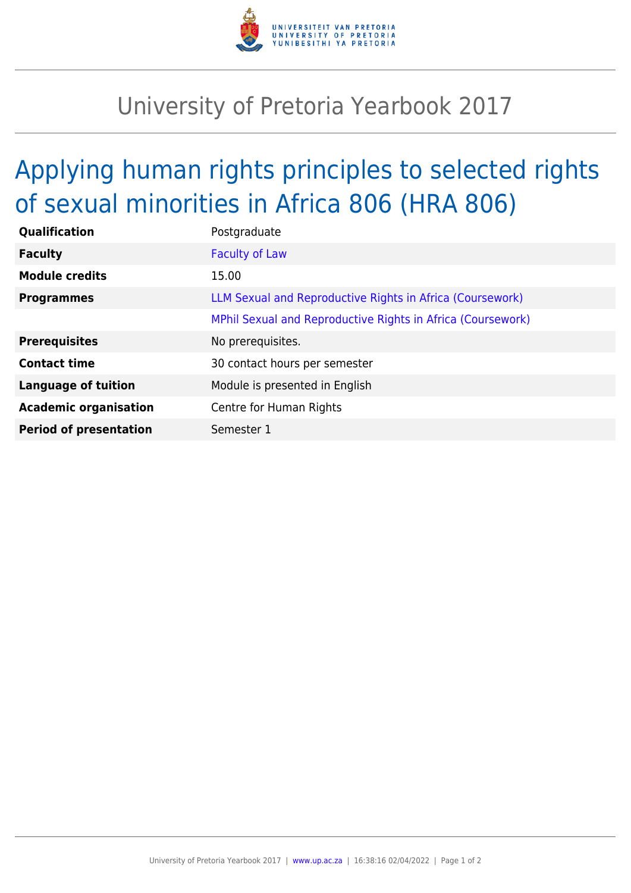# University of Pretoria Yearbook 2017

## Applying human rights principles to selected rights of sexual minorities in Africa 806 (HRA 806)

| | |
|---|---|
| **Qualification** | Postgraduate |
| **Faculty** | Faculty of Law |
| **Module credits** | 15.00 |
| **Programmes** | LLM Sexual and Reproductive Rights in Africa (Coursework) |
| | MPhil Sexual and Reproductive Rights in Africa (Coursework) |
| **Prerequisites** | No prerequisites. |
| **Contact time** | 30 contact hours per semester |
| **Language of tuition** | Module is presented in English |
| **Academic organisation** | Centre for Human Rights |
| **Period of presentation** | Semester 1 |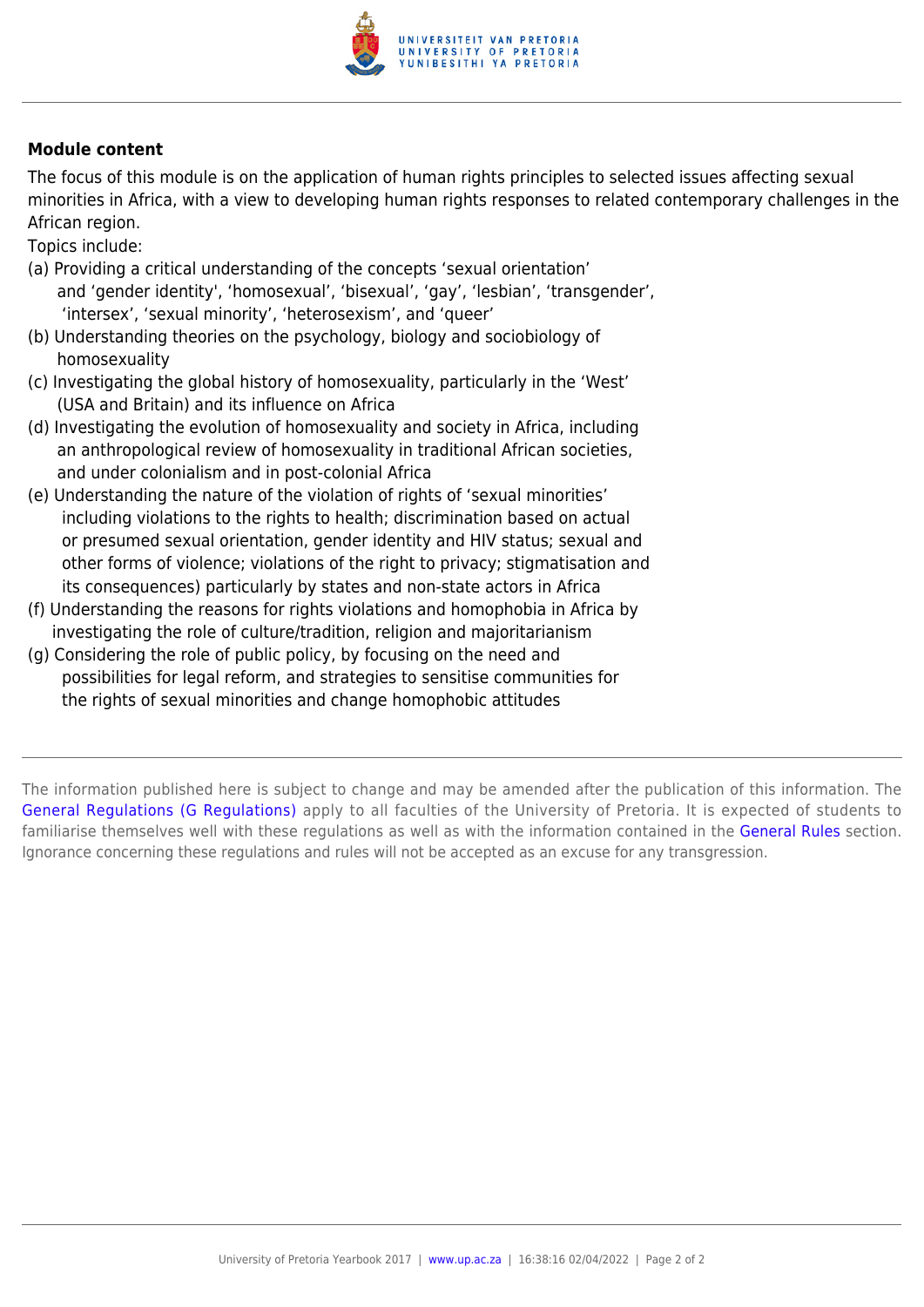### Module content

The focus of this module is on the application of human rights principles to selected issues affecting sexual minorities in Africa, with a view to developing human rights responses to related contemporary challenges in the African region.

Topics include:

(a) Providing a critical understanding of the concepts 'sexual orientation' and 'gender identity', 'homosexual', 'bisexual', 'gay', 'lesbian', 'transgender', 'intersex', 'sexual minority', 'heterosexism', and 'queer'

(b) Understanding theories on the psychology, biology and sociobiology of homosexuality

(c) Investigating the global history of homosexuality, particularly in the 'West' (USA and Britain) and its influence on Africa

(d) Investigating the evolution of homosexuality and society in Africa, including an anthropological review of homosexuality in traditional African societies, and under colonialism and in post-colonial Africa

(e) Understanding the nature of the violation of rights of 'sexual minorities' including violations to the rights to health; discrimination based on actual or presumed sexual orientation, gender identity and HIV status; sexual and other forms of violence; violations of the right to privacy; stigmatisation and its consequences) particularly by states and non-state actors in Africa

(f) Understanding the reasons for rights violations and homophobia in Africa by investigating the role of culture/tradition, religion and majoritarianism

(g) Considering the role of public policy, by focusing on the need and possibilities for legal reform, and strategies to sensitise communities for the rights of sexual minorities and change homophobic attitudes

The information published here is subject to change and may be amended after the publication of this information. The General Regulations (G Regulations) apply to all faculties of the University of Pretoria. It is expected of students to familiarise themselves well with these regulations as well as with the information contained in the General Rules section. Ignorance concerning these regulations and rules will not be accepted as an excuse for any transgression.